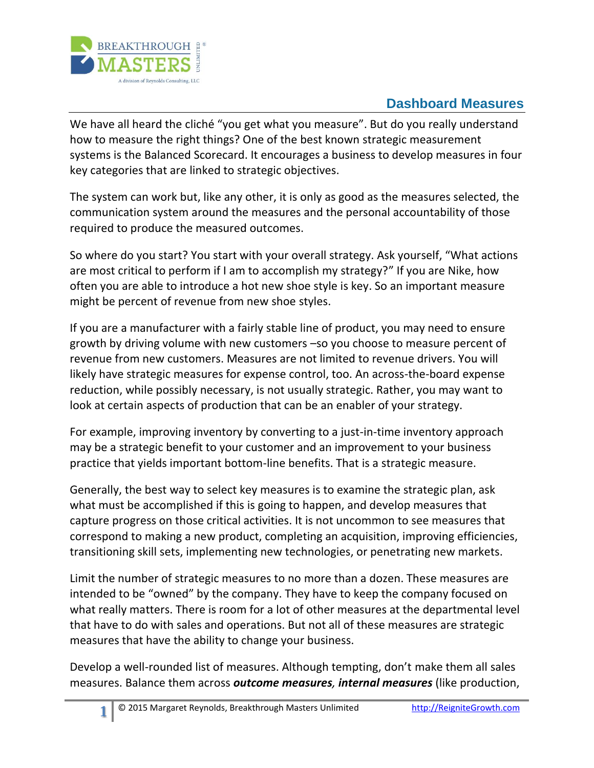# Dashboard Measures

We have all heard the cliché "you get what you measure". But do you really understand how to measure the right things? One of the best known strategic measurement systems is the Balanced Scorecard. It encourages a business to develop measures in four key categories that are linked to strategic objectives.

The system can work but, like any other, it is only as good as the measures selected, the communication system around the measures and the personal accountability of those required to produce the measured outcomes.

So where do you start? You start with your overall strategy. Ask yourself, "What actions are most critical to perform if I am to accomplish my strategy?" If you are Nike, how often you are able to introduce a hot new shoe style is key. So an important measure might be percent of revenue from new shoe styles.

If you are a manufacturer with a fairly stable line of product, you may need to ensure growth by driving volume with new customers –so you choose to measure percent of revenue from new customers. Measures are not limited to revenue drivers. You will likely have strategic measures for expense control, too. An across-the-board expense reduction, while possibly necessary, is not usually strategic. Rather, you may want to look at certain aspects of production that can be an enabler of your strategy.

For example, improving inventory by converting to a just-in-time inventory approach may be a strategic benefit to your customer and an improvement to your business practice that yields important bottom-line benefits. That is a strategic measure.

Generally, the best way to select key measures is to examine the strategic plan, ask what must be accomplished if this is going to happen, and develop measures that capture progress on those critical activities. It is not uncommon to see measures that correspond to making a new product, completing an acquisition, improving efficiencies, transitioning skill sets, implementing new technologies, or penetrating new markets.

Limit the number of strategic measures to no more than a dozen. These measures are intended to be "owned" by the company. They have to keep the company focused on what really matters. There is room for a lot of other measures at the departmental level that have to do with sales and operations. But not all of these measures are strategic measures that have the ability to change your business.

Develop a well-rounded list of measures. Although tempting, don't make them all sales measures. Balance them across ***outcome measures, internal measures*** (like production,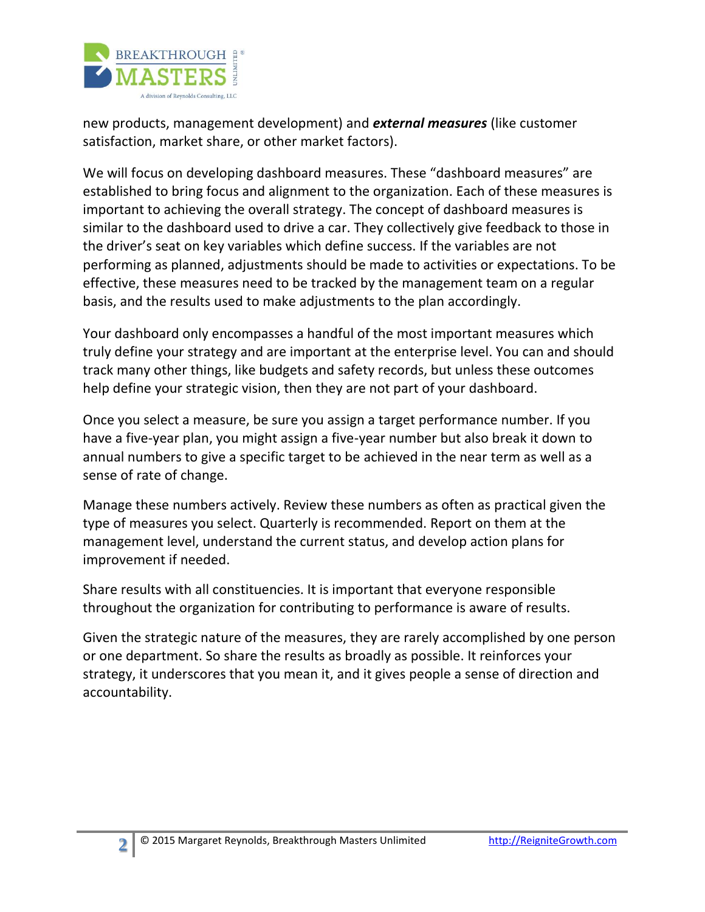new products, management development) and ***external measures*** (like customer satisfaction, market share, or other market factors).

We will focus on developing dashboard measures. These "dashboard measures" are established to bring focus and alignment to the organization. Each of these measures is important to achieving the overall strategy. The concept of dashboard measures is similar to the dashboard used to drive a car. They collectively give feedback to those in the driver's seat on key variables which define success. If the variables are not performing as planned, adjustments should be made to activities or expectations. To be effective, these measures need to be tracked by the management team on a regular basis, and the results used to make adjustments to the plan accordingly.

Your dashboard only encompasses a handful of the most important measures which truly define your strategy and are important at the enterprise level. You can and should track many other things, like budgets and safety records, but unless these outcomes help define your strategic vision, then they are not part of your dashboard.

Once you select a measure, be sure you assign a target performance number. If you have a five-year plan, you might assign a five-year number but also break it down to annual numbers to give a specific target to be achieved in the near term as well as a sense of rate of change.

Manage these numbers actively. Review these numbers as often as practical given the type of measures you select. Quarterly is recommended. Report on them at the management level, understand the current status, and develop action plans for improvement if needed.

Share results with all constituencies. It is important that everyone responsible throughout the organization for contributing to performance is aware of results.

Given the strategic nature of the measures, they are rarely accomplished by one person or one department. So share the results as broadly as possible. It reinforces your strategy, it underscores that you mean it, and it gives people a sense of direction and accountability.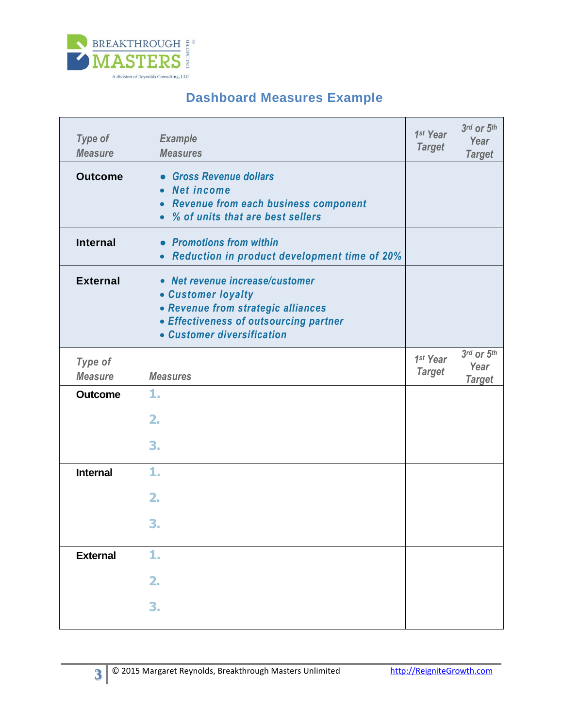BREAKTHROUGH MASTERS UNLIMITED®

A division of Reynolds Consulting, LLC

## Dashboard Measures Example

| *Type of Measure* | *Example Measures* | *1st Year Target* | *3rd or 5th Year Target* |
|---|---|---|---|
| **Outcome** | • *Gross Revenue dollars*<br>• *Net income*<br>• *Revenue from each business component*<br>• *% of units that are best sellers* | | |
| **Internal** | • *Promotions from within*<br>• *Reduction in product development time of 20%* | | |
| **External** | • *Net revenue increase/customer*<br>• *Customer loyalty*<br>• *Revenue from strategic alliances*<br>• *Effectiveness of outsourcing partner*<br>• *Customer diversification* | | |

| *Type of Measure* | *Measures* | *1st Year Target* | *3rd or 5th Year Target* |
|---|---|---|---|
| **Outcome** | 1.<br>2.<br>3. | | |
| **Internal** | 1.<br>2.<br>3. | | |
| **External** | 1.<br>2.<br>3. | | |

© 2015 Margaret Reynolds, Breakthrough Masters Unlimited http://ReigniteGrowth.com